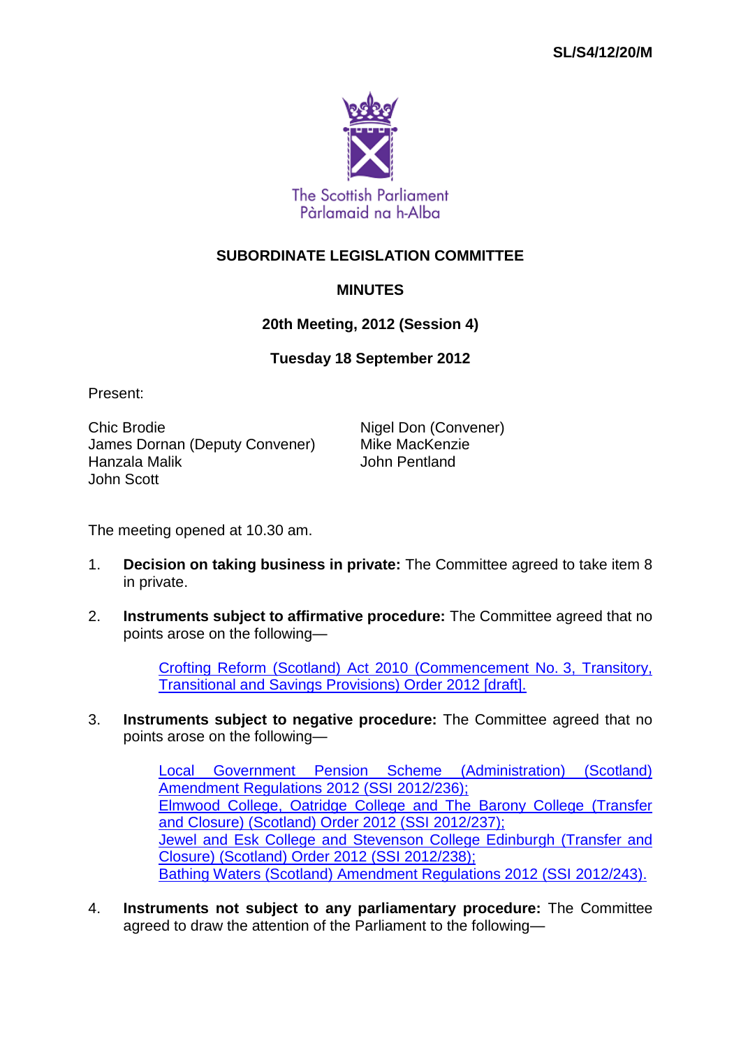SL/S4/12/20/M

The Scottish Parliament
Pàrlamaid na h-Alba

# SUBORDINATE LEGISLATION COMMITTEE

## MINUTES

### 20th Meeting, 2012 (Session 4)

### Tuesday 18 September 2012

Present:

Chic Brodie
James Dornan (Deputy Convener)
Hanzala Malik
John Scott
Nigel Don (Convener)
Mike MacKenzie
John Pentland

The meeting opened at 10.30 am.

1. **Decision on taking business in private:** The Committee agreed to take item 8 in private.

2. **Instruments subject to affirmative procedure:** The Committee agreed that no points arose on the following—

   Crofting Reform (Scotland) Act 2010 (Commencement No. 3, Transitory, Transitional and Savings Provisions) Order 2012 [draft].

3. **Instruments subject to negative procedure:** The Committee agreed that no points arose on the following—

   Local Government Pension Scheme (Administration) (Scotland) Amendment Regulations 2012 (SSI 2012/236);
   Elmwood College, Oatridge College and The Barony College (Transfer and Closure) (Scotland) Order 2012 (SSI 2012/237);
   Jewel and Esk College and Stevenson College Edinburgh (Transfer and Closure) (Scotland) Order 2012 (SSI 2012/238);
   Bathing Waters (Scotland) Amendment Regulations 2012 (SSI 2012/243).

4. **Instruments not subject to any parliamentary procedure:** The Committee agreed to draw the attention of the Parliament to the following—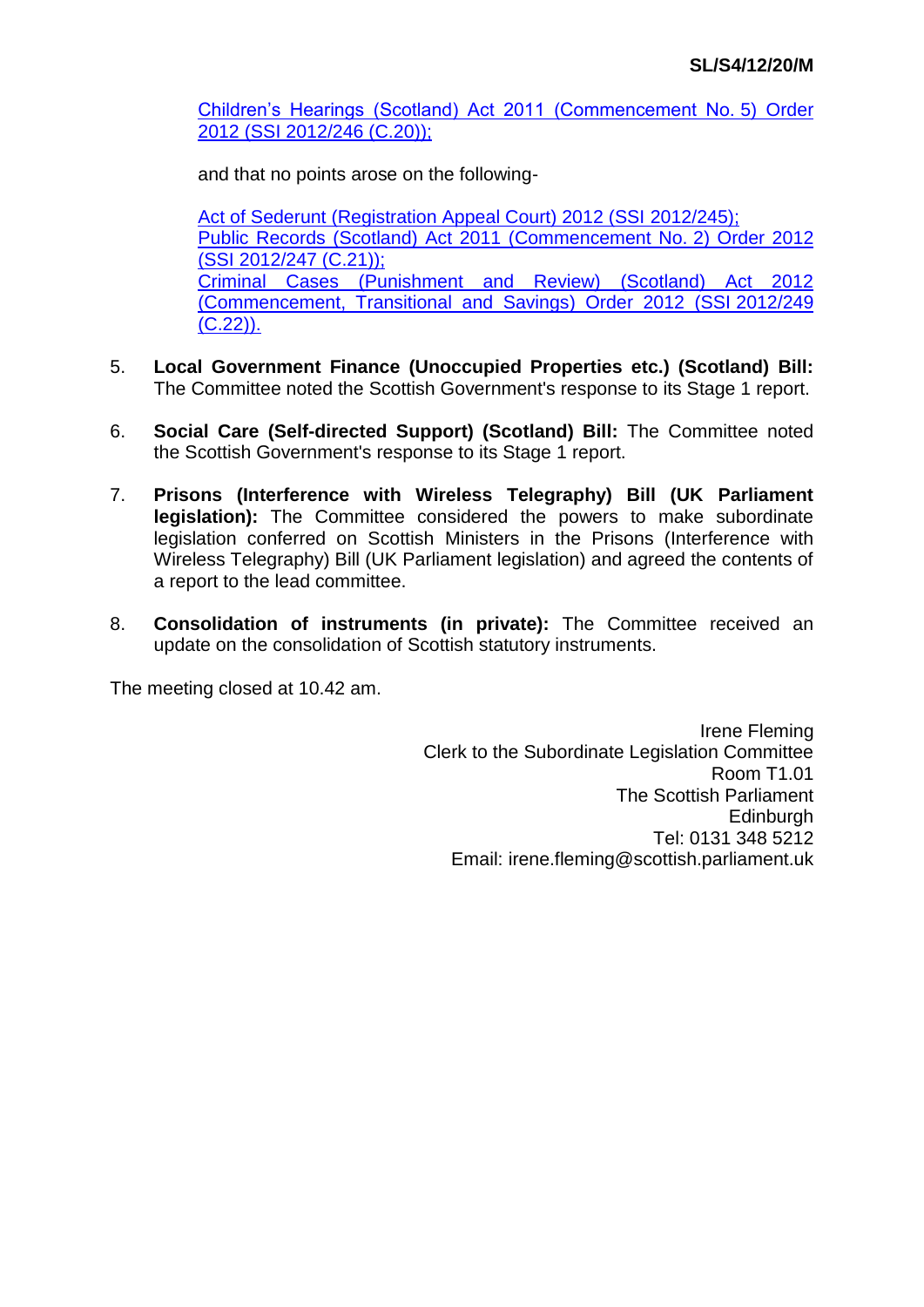Children's Hearings (Scotland) Act 2011 (Commencement No. 5) Order 2012 (SSI 2012/246 (C.20));

and that no points arose on the following-

Act of Sederunt (Registration Appeal Court) 2012 (SSI 2012/245);
Public Records (Scotland) Act 2011 (Commencement No. 2) Order 2012 (SSI 2012/247 (C.21));
Criminal Cases (Punishment and Review) (Scotland) Act 2012 (Commencement, Transitional and Savings) Order 2012 (SSI 2012/249 (C.22)).

5. **Local Government Finance (Unoccupied Properties etc.) (Scotland) Bill:** The Committee noted the Scottish Government's response to its Stage 1 report.

6. **Social Care (Self-directed Support) (Scotland) Bill:** The Committee noted the Scottish Government's response to its Stage 1 report.

7. **Prisons (Interference with Wireless Telegraphy) Bill (UK Parliament legislation):** The Committee considered the powers to make subordinate legislation conferred on Scottish Ministers in the Prisons (Interference with Wireless Telegraphy) Bill (UK Parliament legislation) and agreed the contents of a report to the lead committee.

8. **Consolidation of instruments (in private):** The Committee received an update on the consolidation of Scottish statutory instruments.

The meeting closed at 10.42 am.

Irene Fleming
Clerk to the Subordinate Legislation Committee
Room T1.01
The Scottish Parliament
Edinburgh
Tel: 0131 348 5212
Email: irene.fleming@scottish.parliament.uk